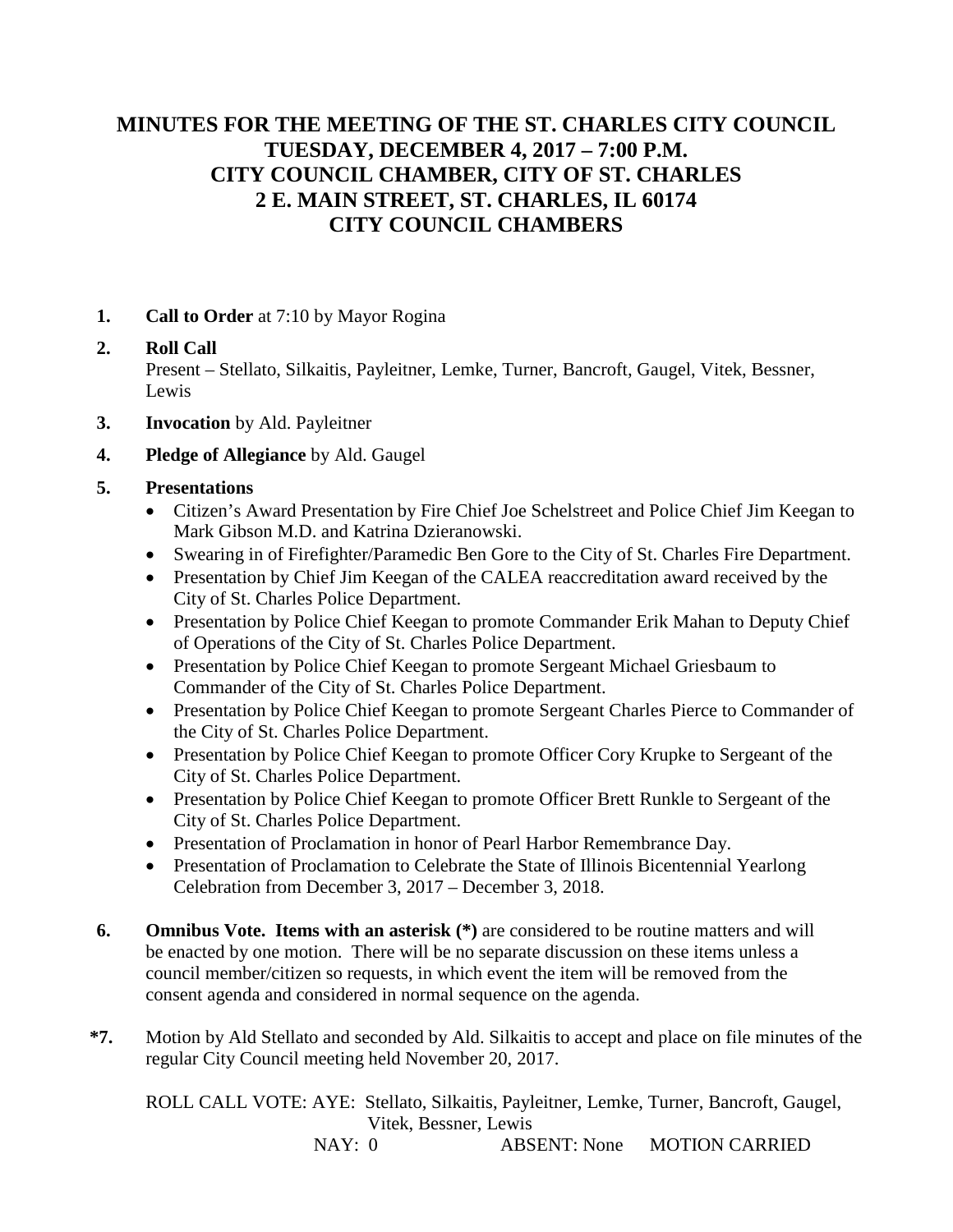# MINUTES FOR THE MEETING OF THE ST. CHARLES CITY COUNCIL
# TUESDAY, DECEMBER 4, 2017 – 7:00 P.M.
# CITY COUNCIL CHAMBER, CITY OF ST. CHARLES
# 2 E. MAIN STREET, ST. CHARLES, IL 60174
# CITY COUNCIL CHAMBERS

**1.** **Call to Order** at 7:10 by Mayor Rogina

**2.** **Roll Call**
Present – Stellato, Silkaitis, Payleitner, Lemke, Turner, Bancroft, Gaugel, Vitek, Bessner, Lewis

**3.** **Invocation** by Ald. Payleitner

**4.** **Pledge of Allegiance** by Ald. Gaugel

**5.** **Presentations**

- Citizen's Award Presentation by Fire Chief Joe Schelstreet and Police Chief Jim Keegan to Mark Gibson M.D. and Katrina Dzieranowski.
- Swearing in of Firefighter/Paramedic Ben Gore to the City of St. Charles Fire Department.
- Presentation by Chief Jim Keegan of the CALEA reaccreditation award received by the City of St. Charles Police Department.
- Presentation by Police Chief Keegan to promote Commander Erik Mahan to Deputy Chief of Operations of the City of St. Charles Police Department.
- Presentation by Police Chief Keegan to promote Sergeant Michael Griesbaum to Commander of the City of St. Charles Police Department.
- Presentation by Police Chief Keegan to promote Sergeant Charles Pierce to Commander of the City of St. Charles Police Department.
- Presentation by Police Chief Keegan to promote Officer Cory Krupke to Sergeant of the City of St. Charles Police Department.
- Presentation by Police Chief Keegan to promote Officer Brett Runkle to Sergeant of the City of St. Charles Police Department.
- Presentation of Proclamation in honor of Pearl Harbor Remembrance Day.
- Presentation of Proclamation to Celebrate the State of Illinois Bicentennial Yearlong Celebration from December 3, 2017 – December 3, 2018.

**6.** **Omnibus Vote. Items with an asterisk (*)** are considered to be routine matters and will be enacted by one motion. There will be no separate discussion on these items unless a council member/citizen so requests, in which event the item will be removed from the consent agenda and considered in normal sequence on the agenda.

**\*7.** Motion by Ald Stellato and seconded by Ald. Silkaitis to accept and place on file minutes of the regular City Council meeting held November 20, 2017.

ROLL CALL VOTE: AYE: Stellato, Silkaitis, Payleitner, Lemke, Turner, Bancroft, Gaugel, Vitek, Bessner, Lewis
NAY: 0 ABSENT: None MOTION CARRIED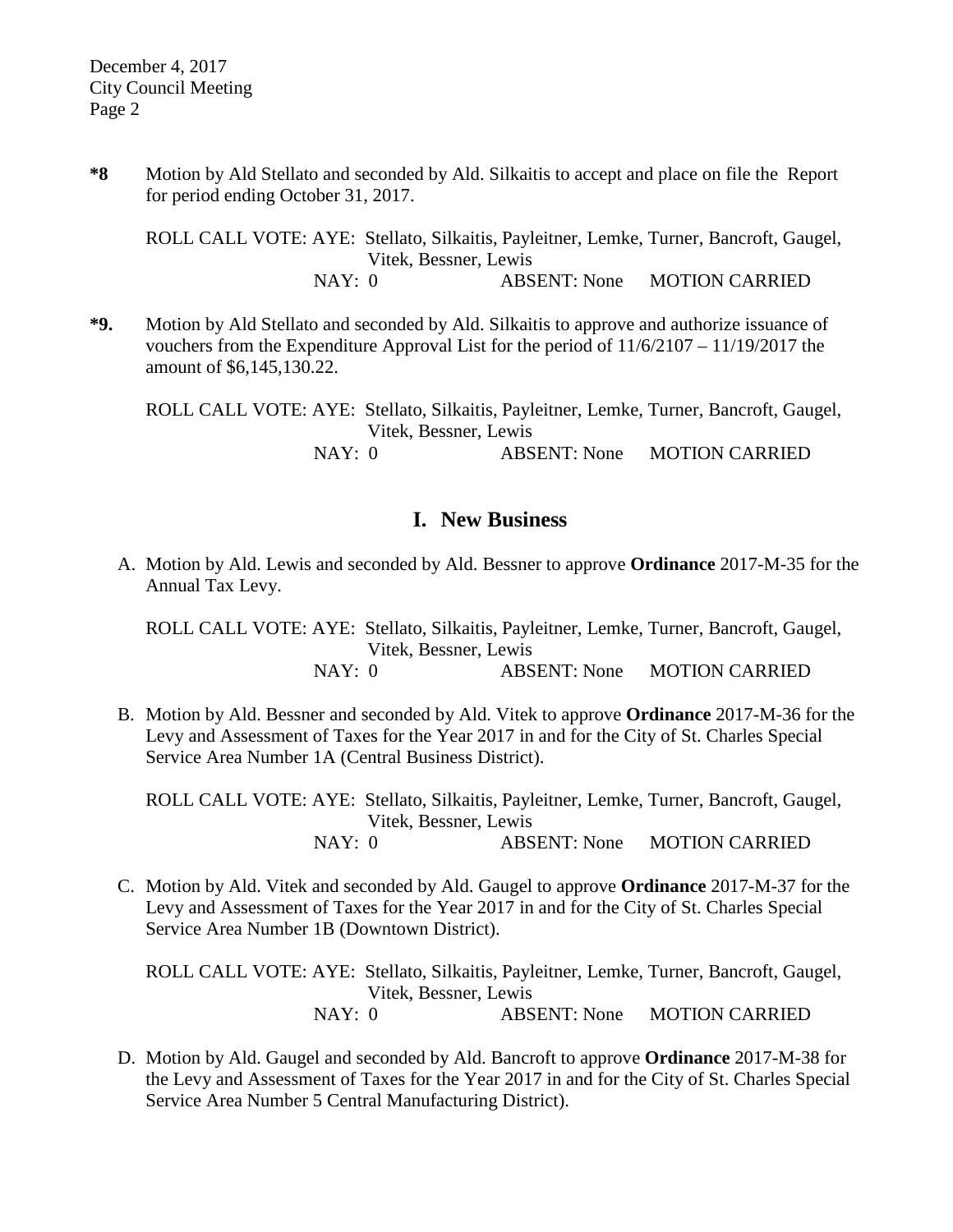**\*8** Motion by Ald Stellato and seconded by Ald. Silkaitis to accept and place on file the Report for period ending October 31, 2017.

ROLL CALL VOTE: AYE: Stellato, Silkaitis, Payleitner, Lemke, Turner, Bancroft, Gaugel, Vitek, Bessner, Lewis
NAY: 0 ABSENT: None MOTION CARRIED

**\*9.** Motion by Ald Stellato and seconded by Ald. Silkaitis to approve and authorize issuance of vouchers from the Expenditure Approval List for the period of 11/6/2107 – 11/19/2017 the amount of $6,145,130.22.

ROLL CALL VOTE: AYE: Stellato, Silkaitis, Payleitner, Lemke, Turner, Bancroft, Gaugel, Vitek, Bessner, Lewis
NAY: 0 ABSENT: None MOTION CARRIED

## I. New Business

A. Motion by Ald. Lewis and seconded by Ald. Bessner to approve **Ordinance** 2017-M-35 for the Annual Tax Levy.

ROLL CALL VOTE: AYE: Stellato, Silkaitis, Payleitner, Lemke, Turner, Bancroft, Gaugel, Vitek, Bessner, Lewis
NAY: 0 ABSENT: None MOTION CARRIED

B. Motion by Ald. Bessner and seconded by Ald. Vitek to approve **Ordinance** 2017-M-36 for the Levy and Assessment of Taxes for the Year 2017 in and for the City of St. Charles Special Service Area Number 1A (Central Business District).

ROLL CALL VOTE: AYE: Stellato, Silkaitis, Payleitner, Lemke, Turner, Bancroft, Gaugel, Vitek, Bessner, Lewis
NAY: 0 ABSENT: None MOTION CARRIED

C. Motion by Ald. Vitek and seconded by Ald. Gaugel to approve **Ordinance** 2017-M-37 for the Levy and Assessment of Taxes for the Year 2017 in and for the City of St. Charles Special Service Area Number 1B (Downtown District).

ROLL CALL VOTE: AYE: Stellato, Silkaitis, Payleitner, Lemke, Turner, Bancroft, Gaugel, Vitek, Bessner, Lewis
NAY: 0 ABSENT: None MOTION CARRIED

D. Motion by Ald. Gaugel and seconded by Ald. Bancroft to approve **Ordinance** 2017-M-38 for the Levy and Assessment of Taxes for the Year 2017 in and for the City of St. Charles Special Service Area Number 5 Central Manufacturing District).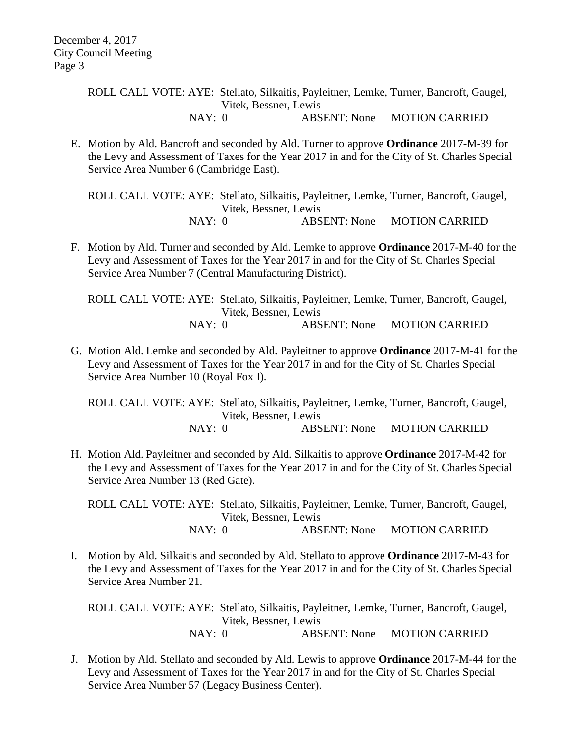ROLL CALL VOTE: AYE: Stellato, Silkaitis, Payleitner, Lemke, Turner, Bancroft, Gaugel, Vitek, Bessner, Lewis
NAY: 0 ABSENT: None MOTION CARRIED

E. Motion by Ald. Bancroft and seconded by Ald. Turner to approve **Ordinance** 2017-M-39 for the Levy and Assessment of Taxes for the Year 2017 in and for the City of St. Charles Special Service Area Number 6 (Cambridge East).

ROLL CALL VOTE: AYE: Stellato, Silkaitis, Payleitner, Lemke, Turner, Bancroft, Gaugel, Vitek, Bessner, Lewis
NAY: 0 ABSENT: None MOTION CARRIED

F. Motion by Ald. Turner and seconded by Ald. Lemke to approve **Ordinance** 2017-M-40 for the Levy and Assessment of Taxes for the Year 2017 in and for the City of St. Charles Special Service Area Number 7 (Central Manufacturing District).

ROLL CALL VOTE: AYE: Stellato, Silkaitis, Payleitner, Lemke, Turner, Bancroft, Gaugel, Vitek, Bessner, Lewis
NAY: 0 ABSENT: None MOTION CARRIED

G. Motion Ald. Lemke and seconded by Ald. Payleitner to approve **Ordinance** 2017-M-41 for the Levy and Assessment of Taxes for the Year 2017 in and for the City of St. Charles Special Service Area Number 10 (Royal Fox I).

ROLL CALL VOTE: AYE: Stellato, Silkaitis, Payleitner, Lemke, Turner, Bancroft, Gaugel, Vitek, Bessner, Lewis
NAY: 0 ABSENT: None MOTION CARRIED

H. Motion Ald. Payleitner and seconded by Ald. Silkaitis to approve **Ordinance** 2017-M-42 for the Levy and Assessment of Taxes for the Year 2017 in and for the City of St. Charles Special Service Area Number 13 (Red Gate).

ROLL CALL VOTE: AYE: Stellato, Silkaitis, Payleitner, Lemke, Turner, Bancroft, Gaugel, Vitek, Bessner, Lewis
NAY: 0 ABSENT: None MOTION CARRIED

I. Motion by Ald. Silkaitis and seconded by Ald. Stellato to approve **Ordinance** 2017-M-43 for the Levy and Assessment of Taxes for the Year 2017 in and for the City of St. Charles Special Service Area Number 21.

ROLL CALL VOTE: AYE: Stellato, Silkaitis, Payleitner, Lemke, Turner, Bancroft, Gaugel, Vitek, Bessner, Lewis
NAY: 0 ABSENT: None MOTION CARRIED

J. Motion by Ald. Stellato and seconded by Ald. Lewis to approve **Ordinance** 2017-M-44 for the Levy and Assessment of Taxes for the Year 2017 in and for the City of St. Charles Special Service Area Number 57 (Legacy Business Center).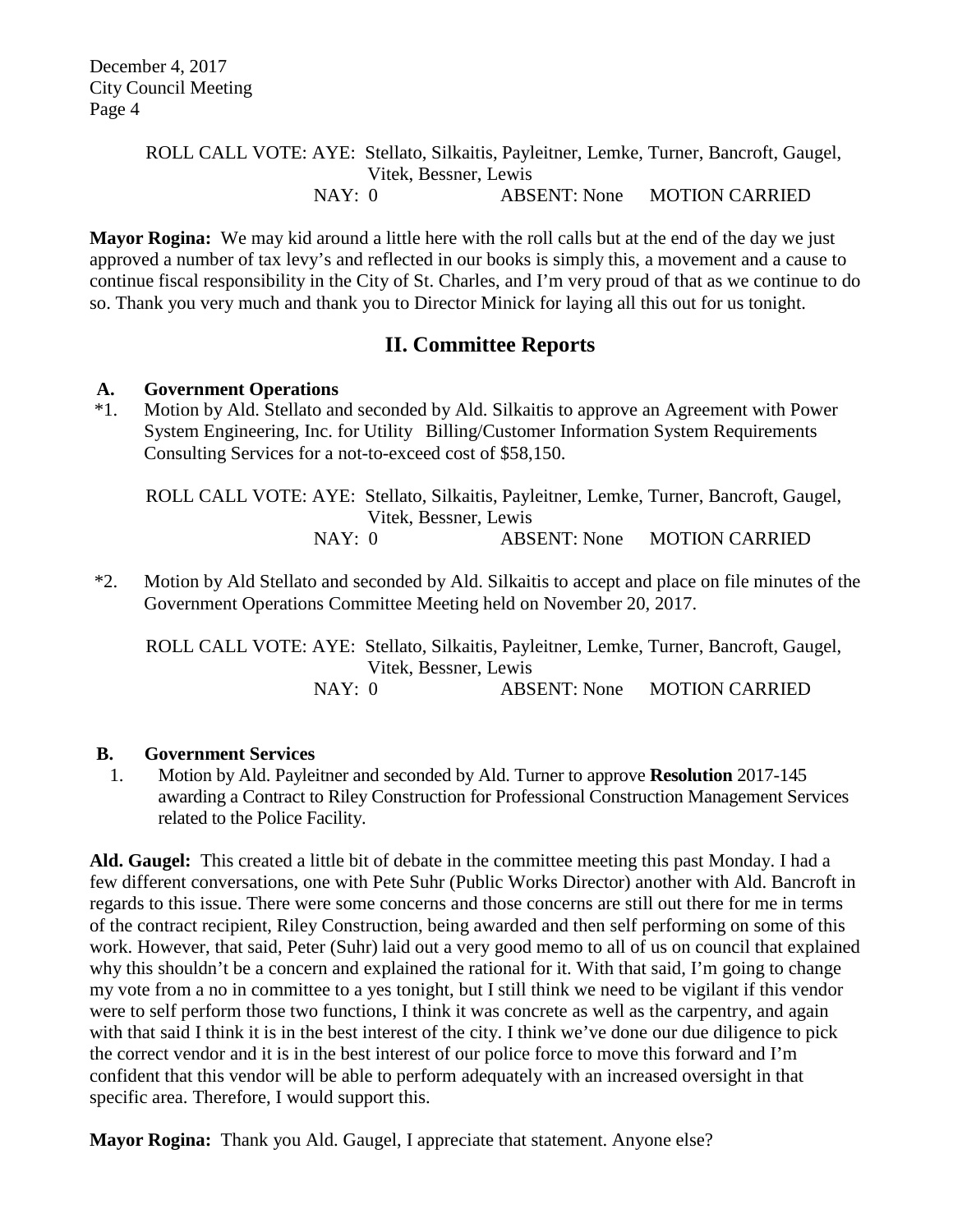ROLL CALL VOTE: AYE: Stellato, Silkaitis, Payleitner, Lemke, Turner, Bancroft, Gaugel, Vitek, Bessner, Lewis
NAY: 0 ABSENT: None MOTION CARRIED

**Mayor Rogina:** We may kid around a little here with the roll calls but at the end of the day we just approved a number of tax levy's and reflected in our books is simply this, a movement and a cause to continue fiscal responsibility in the City of St. Charles, and I'm very proud of that as we continue to do so. Thank you very much and thank you to Director Minick for laying all this out for us tonight.

## II. Committee Reports

**A. Government Operations**

*1. Motion by Ald. Stellato and seconded by Ald. Silkaitis to approve an Agreement with Power System Engineering, Inc. for Utility Billing/Customer Information System Requirements Consulting Services for a not-to-exceed cost of $58,150.

ROLL CALL VOTE: AYE: Stellato, Silkaitis, Payleitner, Lemke, Turner, Bancroft, Gaugel, Vitek, Bessner, Lewis
NAY: 0 ABSENT: None MOTION CARRIED

*2. Motion by Ald Stellato and seconded by Ald. Silkaitis to accept and place on file minutes of the Government Operations Committee Meeting held on November 20, 2017.

ROLL CALL VOTE: AYE: Stellato, Silkaitis, Payleitner, Lemke, Turner, Bancroft, Gaugel, Vitek, Bessner, Lewis
NAY: 0 ABSENT: None MOTION CARRIED

**B. Government Services**

1. Motion by Ald. Payleitner and seconded by Ald. Turner to approve **Resolution** 2017-145 awarding a Contract to Riley Construction for Professional Construction Management Services related to the Police Facility.

**Ald. Gaugel:** This created a little bit of debate in the committee meeting this past Monday. I had a few different conversations, one with Pete Suhr (Public Works Director) another with Ald. Bancroft in regards to this issue. There were some concerns and those concerns are still out there for me in terms of the contract recipient, Riley Construction, being awarded and then self performing on some of this work. However, that said, Peter (Suhr) laid out a very good memo to all of us on council that explained why this shouldn't be a concern and explained the rational for it. With that said, I'm going to change my vote from a no in committee to a yes tonight, but I still think we need to be vigilant if this vendor were to self perform those two functions, I think it was concrete as well as the carpentry, and again with that said I think it is in the best interest of the city. I think we've done our due diligence to pick the correct vendor and it is in the best interest of our police force to move this forward and I'm confident that this vendor will be able to perform adequately with an increased oversight in that specific area. Therefore, I would support this.

**Mayor Rogina:** Thank you Ald. Gaugel, I appreciate that statement. Anyone else?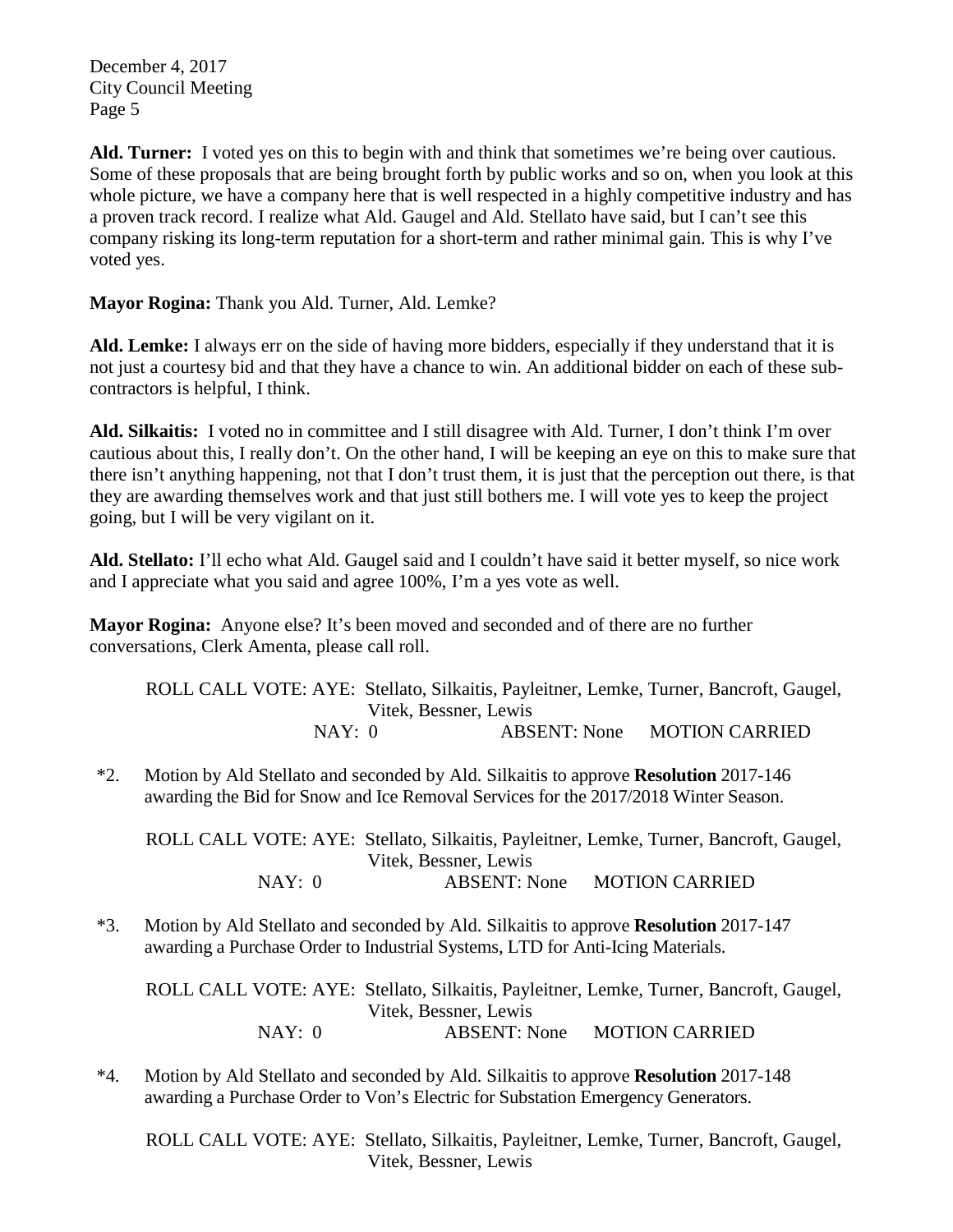**Ald. Turner:** I voted yes on this to begin with and think that sometimes we're being over cautious. Some of these proposals that are being brought forth by public works and so on, when you look at this whole picture, we have a company here that is well respected in a highly competitive industry and has a proven track record. I realize what Ald. Gaugel and Ald. Stellato have said, but I can't see this company risking its long-term reputation for a short-term and rather minimal gain. This is why I've voted yes.

**Mayor Rogina:** Thank you Ald. Turner, Ald. Lemke?

**Ald. Lemke:** I always err on the side of having more bidders, especially if they understand that it is not just a courtesy bid and that they have a chance to win. An additional bidder on each of these sub-contractors is helpful, I think.

**Ald. Silkaitis:** I voted no in committee and I still disagree with Ald. Turner, I don't think I'm over cautious about this, I really don't. On the other hand, I will be keeping an eye on this to make sure that there isn't anything happening, not that I don't trust them, it is just that the perception out there, is that they are awarding themselves work and that just still bothers me. I will vote yes to keep the project going, but I will be very vigilant on it.

**Ald. Stellato:** I'll echo what Ald. Gaugel said and I couldn't have said it better myself, so nice work and I appreciate what you said and agree 100%, I'm a yes vote as well.

**Mayor Rogina:** Anyone else? It's been moved and seconded and of there are no further conversations, Clerk Amenta, please call roll.

ROLL CALL VOTE: AYE: Stellato, Silkaitis, Payleitner, Lemke, Turner, Bancroft, Gaugel, Vitek, Bessner, Lewis
NAY: 0 ABSENT: None MOTION CARRIED

*2. Motion by Ald Stellato and seconded by Ald. Silkaitis to approve **Resolution** 2017-146 awarding the Bid for Snow and Ice Removal Services for the 2017/2018 Winter Season.

ROLL CALL VOTE: AYE: Stellato, Silkaitis, Payleitner, Lemke, Turner, Bancroft, Gaugel, Vitek, Bessner, Lewis
NAY: 0 ABSENT: None MOTION CARRIED

*3. Motion by Ald Stellato and seconded by Ald. Silkaitis to approve **Resolution** 2017-147 awarding a Purchase Order to Industrial Systems, LTD for Anti-Icing Materials.

ROLL CALL VOTE: AYE: Stellato, Silkaitis, Payleitner, Lemke, Turner, Bancroft, Gaugel, Vitek, Bessner, Lewis
NAY: 0 ABSENT: None MOTION CARRIED

*4. Motion by Ald Stellato and seconded by Ald. Silkaitis to approve **Resolution** 2017-148 awarding a Purchase Order to Von's Electric for Substation Emergency Generators.

ROLL CALL VOTE: AYE: Stellato, Silkaitis, Payleitner, Lemke, Turner, Bancroft, Gaugel, Vitek, Bessner, Lewis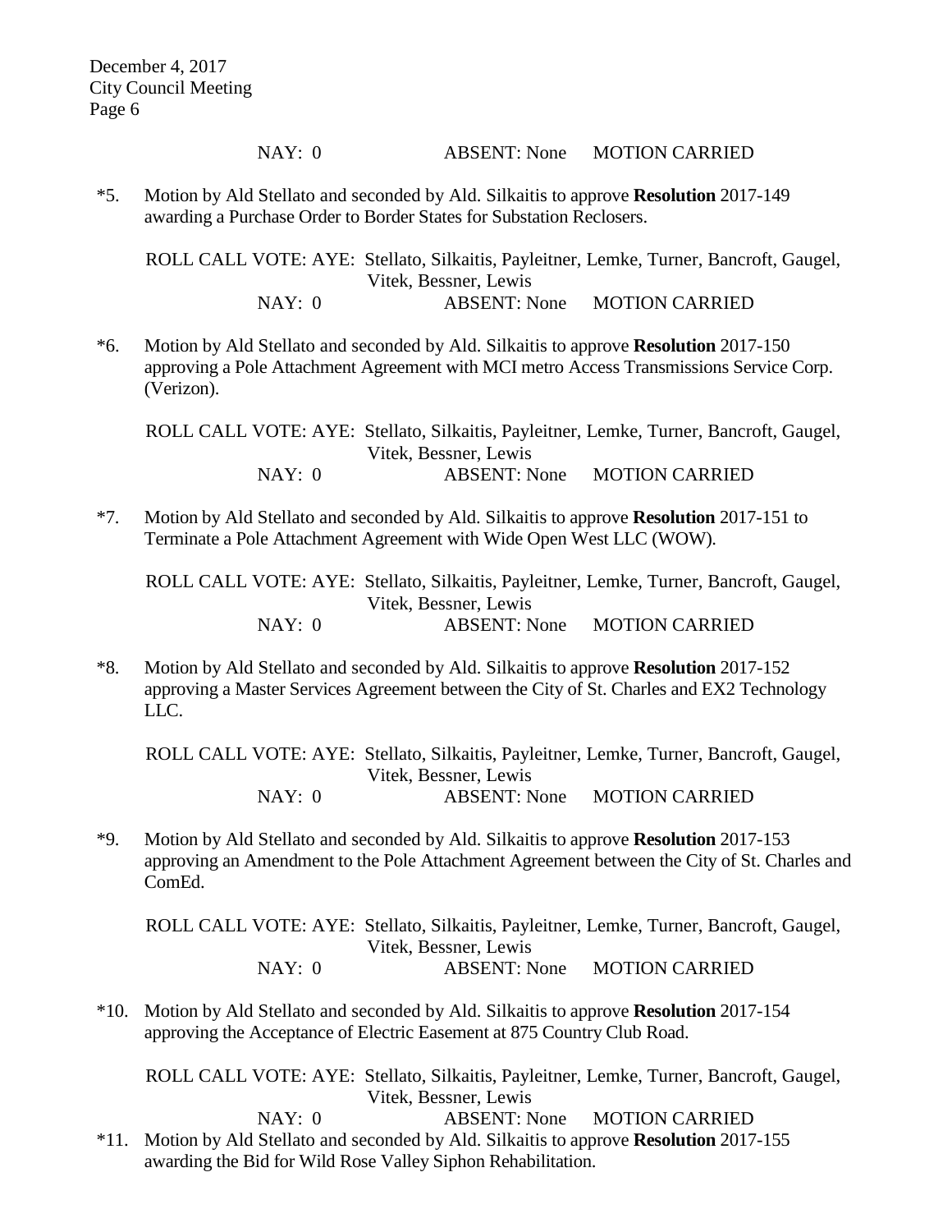NAY: 0 ABSENT: None MOTION CARRIED

*5. Motion by Ald Stellato and seconded by Ald. Silkaitis to approve **Resolution** 2017-149 awarding a Purchase Order to Border States for Substation Reclosers.

ROLL CALL VOTE: AYE: Stellato, Silkaitis, Payleitner, Lemke, Turner, Bancroft, Gaugel, Vitek, Bessner, Lewis
NAY: 0 ABSENT: None MOTION CARRIED

*6. Motion by Ald Stellato and seconded by Ald. Silkaitis to approve **Resolution** 2017-150 approving a Pole Attachment Agreement with MCI metro Access Transmissions Service Corp. (Verizon).

ROLL CALL VOTE: AYE: Stellato, Silkaitis, Payleitner, Lemke, Turner, Bancroft, Gaugel, Vitek, Bessner, Lewis
NAY: 0 ABSENT: None MOTION CARRIED

*7. Motion by Ald Stellato and seconded by Ald. Silkaitis to approve **Resolution** 2017-151 to Terminate a Pole Attachment Agreement with Wide Open West LLC (WOW).

ROLL CALL VOTE: AYE: Stellato, Silkaitis, Payleitner, Lemke, Turner, Bancroft, Gaugel, Vitek, Bessner, Lewis
NAY: 0 ABSENT: None MOTION CARRIED

*8. Motion by Ald Stellato and seconded by Ald. Silkaitis to approve **Resolution** 2017-152 approving a Master Services Agreement between the City of St. Charles and EX2 Technology LLC.

ROLL CALL VOTE: AYE: Stellato, Silkaitis, Payleitner, Lemke, Turner, Bancroft, Gaugel, Vitek, Bessner, Lewis
NAY: 0 ABSENT: None MOTION CARRIED

*9. Motion by Ald Stellato and seconded by Ald. Silkaitis to approve **Resolution** 2017-153 approving an Amendment to the Pole Attachment Agreement between the City of St. Charles and ComEd.

ROLL CALL VOTE: AYE: Stellato, Silkaitis, Payleitner, Lemke, Turner, Bancroft, Gaugel, Vitek, Bessner, Lewis
NAY: 0 ABSENT: None MOTION CARRIED

*10. Motion by Ald Stellato and seconded by Ald. Silkaitis to approve **Resolution** 2017-154 approving the Acceptance of Electric Easement at 875 Country Club Road.

ROLL CALL VOTE: AYE: Stellato, Silkaitis, Payleitner, Lemke, Turner, Bancroft, Gaugel, Vitek, Bessner, Lewis
NAY: 0 ABSENT: None MOTION CARRIED

*11. Motion by Ald Stellato and seconded by Ald. Silkaitis to approve **Resolution** 2017-155 awarding the Bid for Wild Rose Valley Siphon Rehabilitation.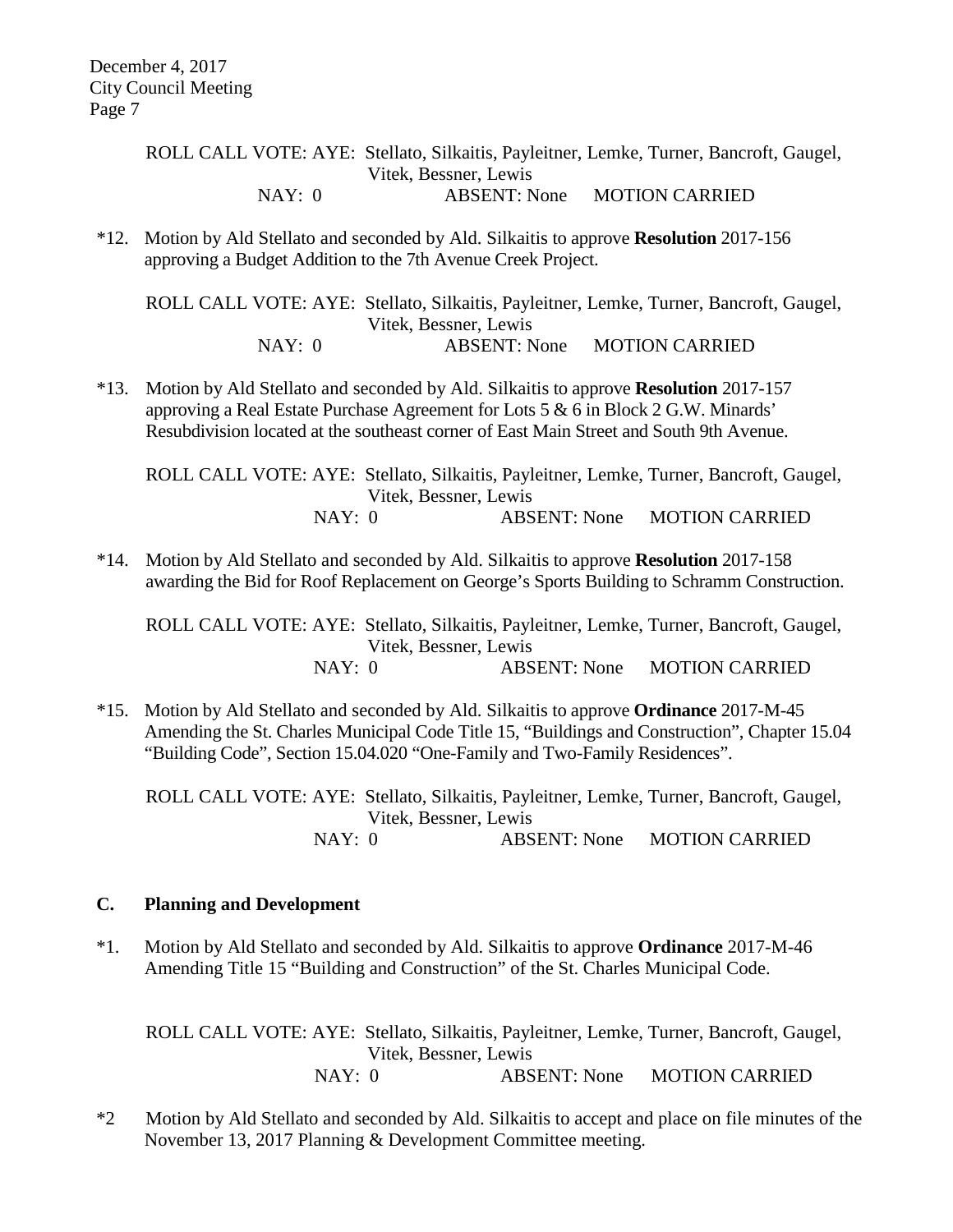ROLL CALL VOTE: AYE: Stellato, Silkaitis, Payleitner, Lemke, Turner, Bancroft, Gaugel, Vitek, Bessner, Lewis
NAY: 0 ABSENT: None MOTION CARRIED

*12. Motion by Ald Stellato and seconded by Ald. Silkaitis to approve **Resolution** 2017-156 approving a Budget Addition to the 7th Avenue Creek Project.

ROLL CALL VOTE: AYE: Stellato, Silkaitis, Payleitner, Lemke, Turner, Bancroft, Gaugel, Vitek, Bessner, Lewis
NAY: 0 ABSENT: None MOTION CARRIED

*13. Motion by Ald Stellato and seconded by Ald. Silkaitis to approve **Resolution** 2017-157 approving a Real Estate Purchase Agreement for Lots 5 & 6 in Block 2 G.W. Minards' Resubdivision located at the southeast corner of East Main Street and South 9th Avenue.

ROLL CALL VOTE: AYE: Stellato, Silkaitis, Payleitner, Lemke, Turner, Bancroft, Gaugel, Vitek, Bessner, Lewis
NAY: 0 ABSENT: None MOTION CARRIED

*14. Motion by Ald Stellato and seconded by Ald. Silkaitis to approve **Resolution** 2017-158 awarding the Bid for Roof Replacement on George's Sports Building to Schramm Construction.

ROLL CALL VOTE: AYE: Stellato, Silkaitis, Payleitner, Lemke, Turner, Bancroft, Gaugel, Vitek, Bessner, Lewis
NAY: 0 ABSENT: None MOTION CARRIED

*15. Motion by Ald Stellato and seconded by Ald. Silkaitis to approve **Ordinance** 2017-M-45 Amending the St. Charles Municipal Code Title 15, "Buildings and Construction", Chapter 15.04 "Building Code", Section 15.04.020 "One-Family and Two-Family Residences".

ROLL CALL VOTE: AYE: Stellato, Silkaitis, Payleitner, Lemke, Turner, Bancroft, Gaugel, Vitek, Bessner, Lewis
NAY: 0 ABSENT: None MOTION CARRIED

## C. Planning and Development

*1. Motion by Ald Stellato and seconded by Ald. Silkaitis to approve **Ordinance** 2017-M-46 Amending Title 15 "Building and Construction" of the St. Charles Municipal Code.

ROLL CALL VOTE: AYE: Stellato, Silkaitis, Payleitner, Lemke, Turner, Bancroft, Gaugel, Vitek, Bessner, Lewis
NAY: 0 ABSENT: None MOTION CARRIED

*2 Motion by Ald Stellato and seconded by Ald. Silkaitis to accept and place on file minutes of the November 13, 2017 Planning & Development Committee meeting.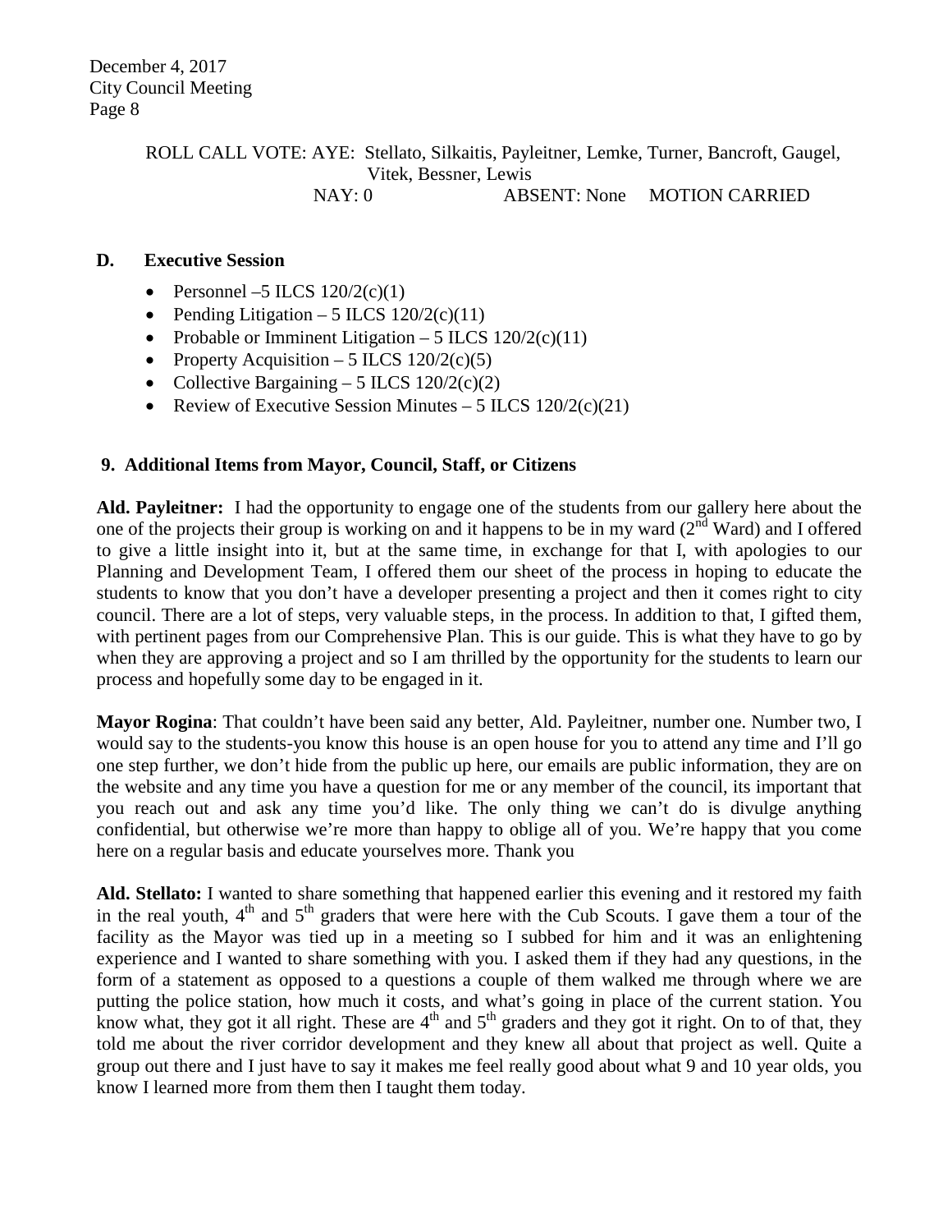ROLL CALL VOTE: AYE: Stellato, Silkaitis, Payleitner, Lemke, Turner, Bancroft, Gaugel, Vitek, Bessner, Lewis
NAY: 0 ABSENT: None MOTION CARRIED

**D. Executive Session**

- Personnel –5 ILCS 120/2(c)(1)
- Pending Litigation – 5 ILCS 120/2(c)(11)
- Probable or Imminent Litigation – 5 ILCS 120/2(c)(11)
- Property Acquisition – 5 ILCS 120/2(c)(5)
- Collective Bargaining – 5 ILCS 120/2(c)(2)
- Review of Executive Session Minutes – 5 ILCS 120/2(c)(21)

**9. Additional Items from Mayor, Council, Staff, or Citizens**

**Ald. Payleitner:** I had the opportunity to engage one of the students from our gallery here about the one of the projects their group is working on and it happens to be in my ward (2nd Ward) and I offered to give a little insight into it, but at the same time, in exchange for that I, with apologies to our Planning and Development Team, I offered them our sheet of the process in hoping to educate the students to know that you don't have a developer presenting a project and then it comes right to city council. There are a lot of steps, very valuable steps, in the process. In addition to that, I gifted them, with pertinent pages from our Comprehensive Plan. This is our guide. This is what they have to go by when they are approving a project and so I am thrilled by the opportunity for the students to learn our process and hopefully some day to be engaged in it.

**Mayor Rogina**: That couldn't have been said any better, Ald. Payleitner, number one. Number two, I would say to the students-you know this house is an open house for you to attend any time and I'll go one step further, we don't hide from the public up here, our emails are public information, they are on the website and any time you have a question for me or any member of the council, its important that you reach out and ask any time you'd like. The only thing we can't do is divulge anything confidential, but otherwise we're more than happy to oblige all of you. We're happy that you come here on a regular basis and educate yourselves more. Thank you

**Ald. Stellato:** I wanted to share something that happened earlier this evening and it restored my faith in the real youth, 4th and 5th graders that were here with the Cub Scouts. I gave them a tour of the facility as the Mayor was tied up in a meeting so I subbed for him and it was an enlightening experience and I wanted to share something with you. I asked them if they had any questions, in the form of a statement as opposed to a questions a couple of them walked me through where we are putting the police station, how much it costs, and what's going in place of the current station. You know what, they got it all right. These are 4th and 5th graders and they got it right. On to of that, they told me about the river corridor development and they knew all about that project as well. Quite a group out there and I just have to say it makes me feel really good about what 9 and 10 year olds, you know I learned more from them then I taught them today.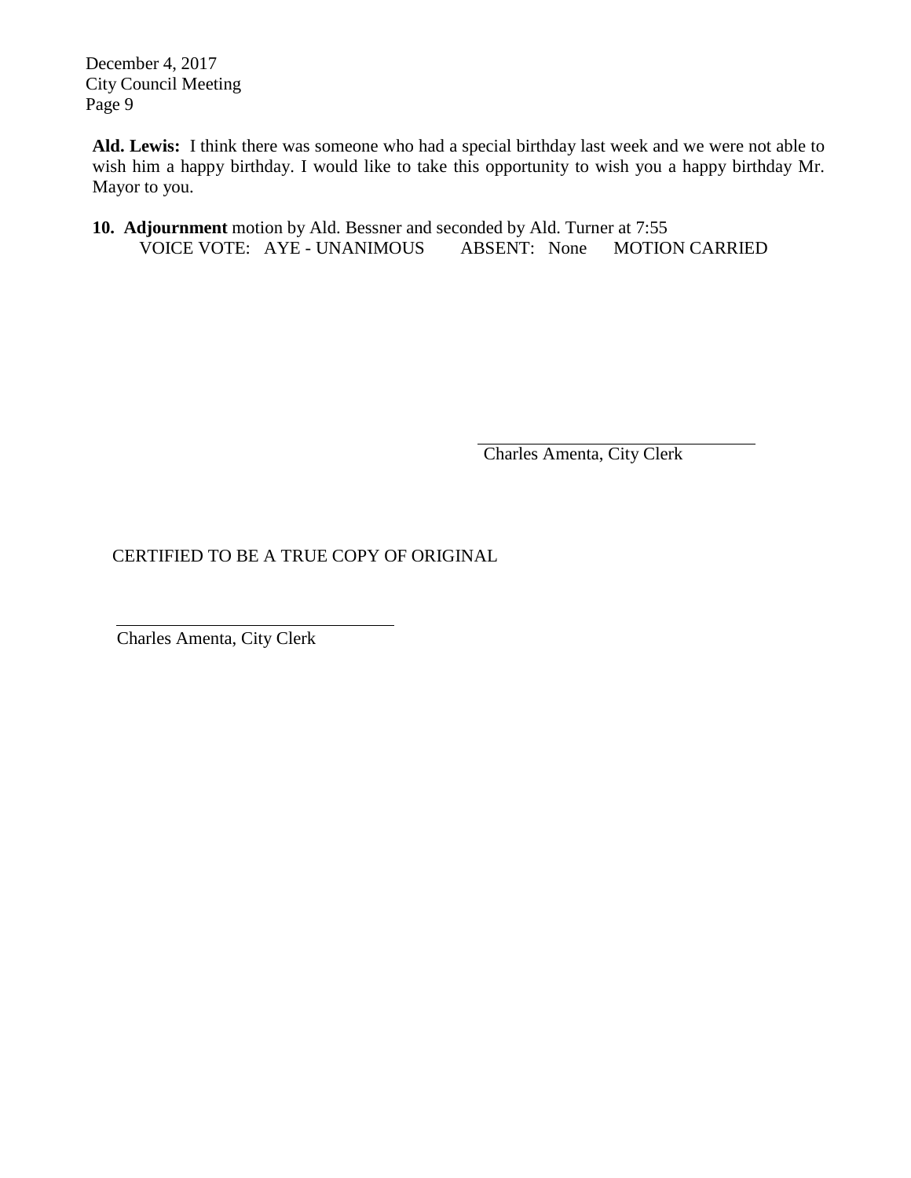**Ald. Lewis:** I think there was someone who had a special birthday last week and we were not able to wish him a happy birthday. I would like to take this opportunity to wish you a happy birthday Mr. Mayor to you.

**10. Adjournment** motion by Ald. Bessner and seconded by Ald. Turner at 7:55
VOICE VOTE: AYE - UNANIMOUS ABSENT: None MOTION CARRIED

\_\_\_\_\_\_\_\_\_\_\_\_\_\_\_\_\_\_\_\_\_\_\_\_\_\_\_\_\_\_
Charles Amenta, City Clerk

CERTIFIED TO BE A TRUE COPY OF ORIGINAL

\_\_\_\_\_\_\_\_\_\_\_\_\_\_\_\_\_\_\_\_\_\_\_\_\_\_\_\_\_\_
Charles Amenta, City Clerk